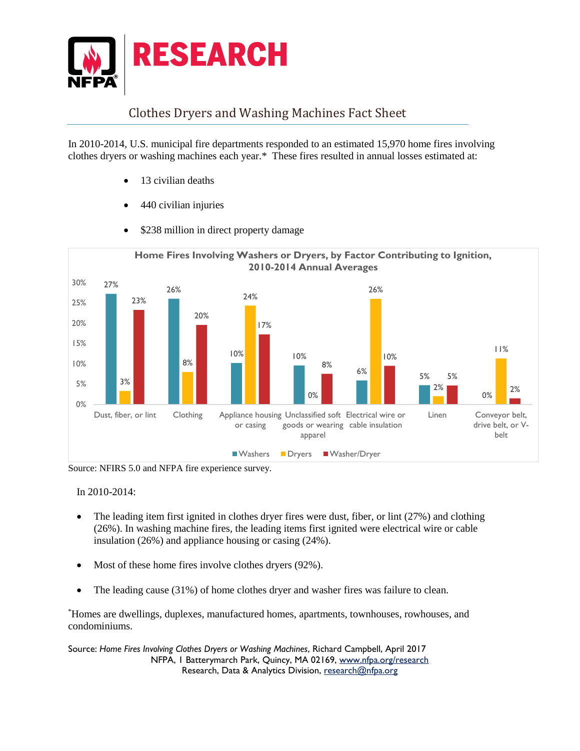# RESEARCH

## Clothes Dryers and Washing Machines Fact Sheet

In 2010-2014, U.S. municipal fire departments responded to an estimated 15,970 home fires involving clothes dryers or washing machines each year.* These fires resulted in annual losses estimated at:

- 13 civilian deaths
- 440 civilian injuries
- $238 million in direct property damage

**Home Fires Involving Washers or Dryers, by Factor Contributing to Ignition, 2010-2014 Annual Averages**

| Factor | Washers | Dryers | Washer/Dryer |
|---|---|---|---|
| Dust, fiber, or lint | 27% | 3% | 23% |
| Clothing | 26% | 8% | 20% |
| Appliance housing or casing | 10% | 24% | 17% |
| Unclassified soft goods or wearing apparel | 10% | 0% | 8% |
| Electrical wire or cable insulation | 6% | 26% | 10% |
| Linen | 5% | 2% | 5% |
| Conveyor belt, drive belt, or V-belt | 0% | 11% | 2% |

Source: NFIRS 5.0 and NFPA fire experience survey.

In 2010-2014:

- The leading item first ignited in clothes dryer fires were dust, fiber, or lint (27%) and clothing (26%). In washing machine fires, the leading items first ignited were electrical wire or cable insulation (26%) and appliance housing or casing (24%).
- Most of these home fires involve clothes dryers (92%).
- The leading cause (31%) of home clothes dryer and washer fires was failure to clean.

*Homes are dwellings, duplexes, manufactured homes, apartments, townhouses, rowhouses, and condominiums.

Source: *Home Fires Involving Clothes Dryers or Washing Machines*, Richard Campbell, April 2017
NFPA, 1 Batterymarch Park, Quincy, MA 02169, www.nfpa.org/research
Research, Data & Analytics Division, research@nfpa.org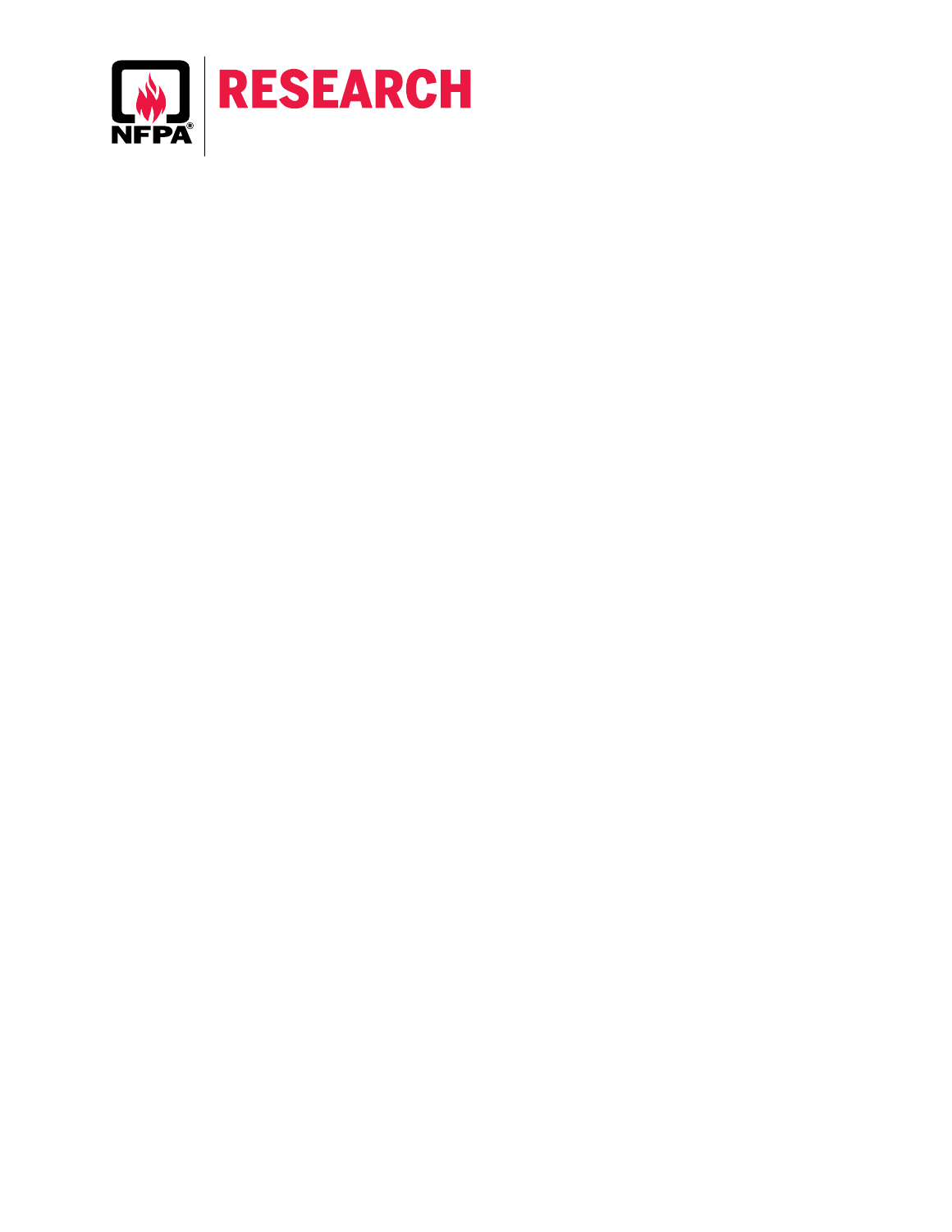NFPA®

# RESEARCH